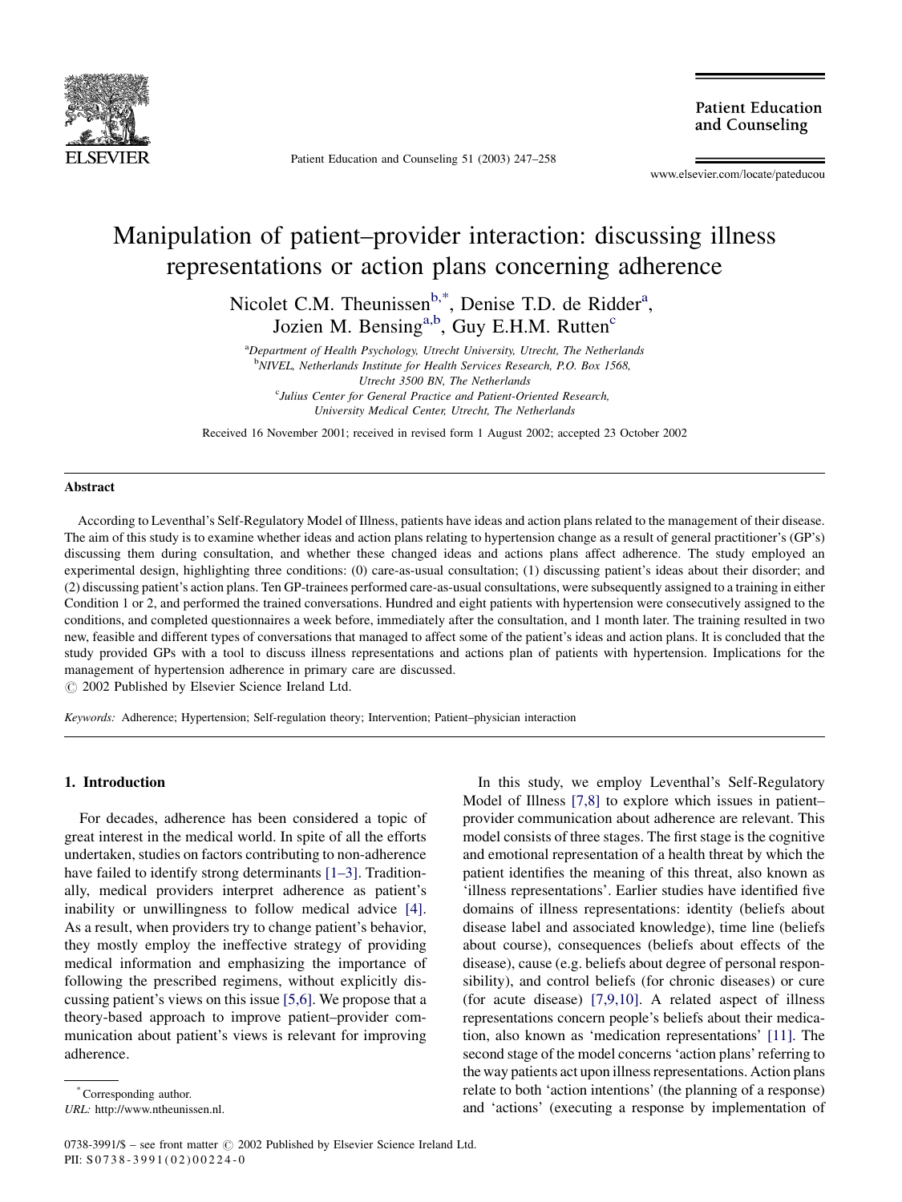# Manipulation of patient–provider interaction: discussing illness representations or action plans concerning adherence

Nicolet C.M. Theunissen[b,*], Denise T.D. de Ridder[a], Jozien M. Bensing[a,b], Guy E.H.M. Rutten[c]

[a]Department of Health Psychology, Utrecht University, Utrecht, The Netherlands
[b]NIVEL, Netherlands Institute for Health Services Research, P.O. Box 1568, Utrecht 3500 BN, The Netherlands
[c]Julius Center for General Practice and Patient-Oriented Research, University Medical Center, Utrecht, The Netherlands

Received 16 November 2001; received in revised form 1 August 2002; accepted 23 October 2002

## Abstract

According to Leventhal's Self-Regulatory Model of Illness, patients have ideas and action plans related to the management of their disease. The aim of this study is to examine whether ideas and action plans relating to hypertension change as a result of general practitioner's (GP's) discussing them during consultation, and whether these changed ideas and actions plans affect adherence. The study employed an experimental design, highlighting three conditions: (0) care-as-usual consultation; (1) discussing patient's ideas about their disorder; and (2) discussing patient's action plans. Ten GP-trainees performed care-as-usual consultations, were subsequently assigned to a training in either Condition 1 or 2, and performed the trained conversations. Hundred and eight patients with hypertension were consecutively assigned to the conditions, and completed questionnaires a week before, immediately after the consultation, and 1 month later. The training resulted in two new, feasible and different types of conversations that managed to affect some of the patient's ideas and action plans. It is concluded that the study provided GPs with a tool to discuss illness representations and actions plan of patients with hypertension. Implications for the management of hypertension adherence in primary care are discussed.
© 2002 Published by Elsevier Science Ireland Ltd.

*Keywords:* Adherence; Hypertension; Self-regulation theory; Intervention; Patient–physician interaction

## 1. Introduction

For decades, adherence has been considered a topic of great interest in the medical world. In spite of all the efforts undertaken, studies on factors contributing to non-adherence have failed to identify strong determinants [1–3]. Traditionally, medical providers interpret adherence as patient's inability or unwillingness to follow medical advice [4]. As a result, when providers try to change patient's behavior, they mostly employ the ineffective strategy of providing medical information and emphasizing the importance of following the prescribed regimens, without explicitly discussing patient's views on this issue [5,6]. We propose that a theory-based approach to improve patient–provider communication about patient's views is relevant for improving adherence.

In this study, we employ Leventhal's Self-Regulatory Model of Illness [7,8] to explore which issues in patient–provider communication about adherence are relevant. This model consists of three stages. The first stage is the cognitive and emotional representation of a health threat by which the patient identifies the meaning of this threat, also known as 'illness representations'. Earlier studies have identified five domains of illness representations: identity (beliefs about disease label and associated knowledge), time line (beliefs about course), consequences (beliefs about effects of the disease), cause (e.g. beliefs about degree of personal responsibility), and control beliefs (for chronic diseases) or cure (for acute disease) [7,9,10]. A related aspect of illness representations concern people's beliefs about their medication, also known as 'medication representations' [11]. The second stage of the model concerns 'action plans' referring to the way patients act upon illness representations. Action plans relate to both 'action intentions' (the planning of a response) and 'actions' (executing a response by implementation of

*Corresponding author.
URL: http://www.ntheunissen.nl.

0738-3991/$ – see front matter © 2002 Published by Elsevier Science Ireland Ltd.
PII: S0738-3991(02)00224-0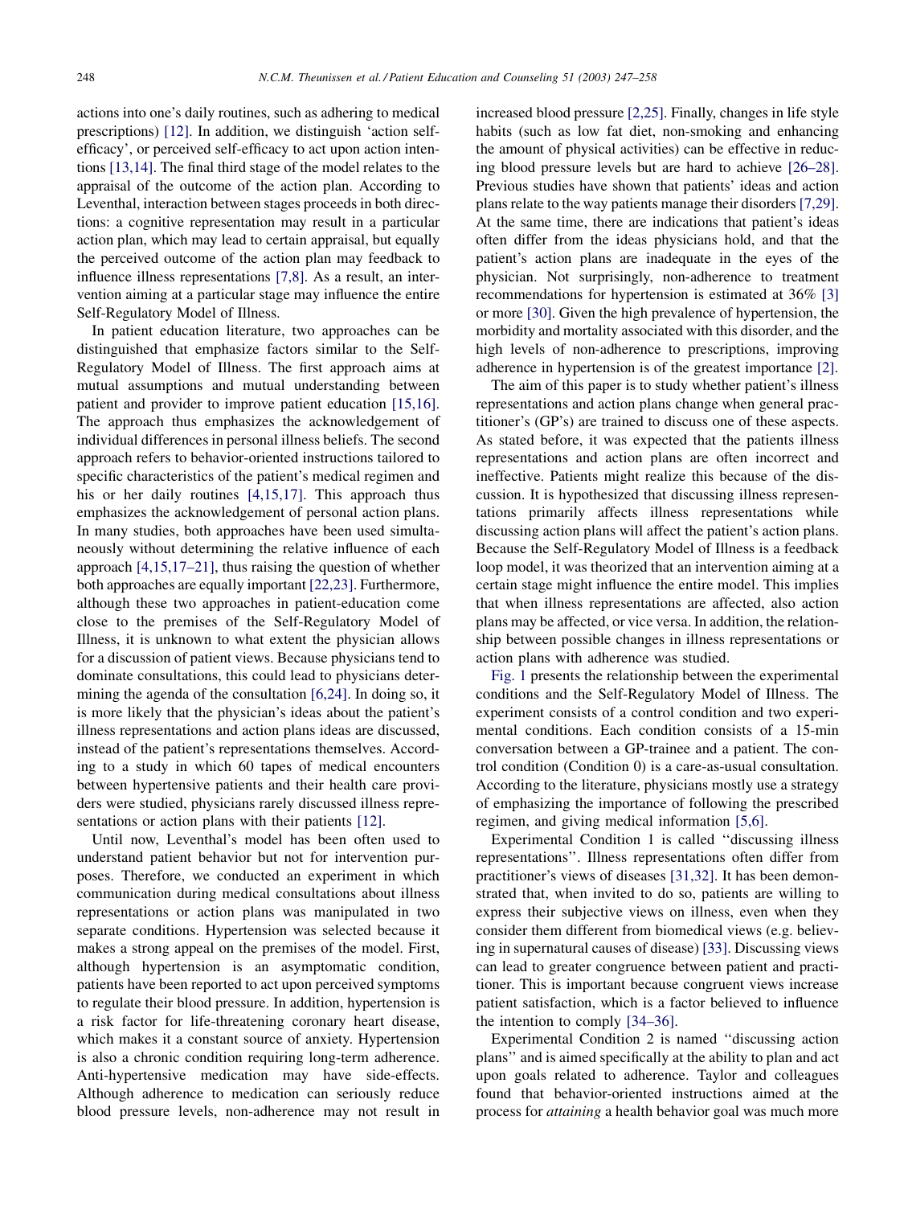actions into one's daily routines, such as adhering to medical prescriptions) [12]. In addition, we distinguish 'action self-efficacy', or perceived self-efficacy to act upon action intentions [13,14]. The final third stage of the model relates to the appraisal of the outcome of the action plan. According to Leventhal, interaction between stages proceeds in both directions: a cognitive representation may result in a particular action plan, which may lead to certain appraisal, but equally the perceived outcome of the action plan may feedback to influence illness representations [7,8]. As a result, an intervention aiming at a particular stage may influence the entire Self-Regulatory Model of Illness.

In patient education literature, two approaches can be distinguished that emphasize factors similar to the Self-Regulatory Model of Illness. The first approach aims at mutual assumptions and mutual understanding between patient and provider to improve patient education [15,16]. The approach thus emphasizes the acknowledgement of individual differences in personal illness beliefs. The second approach refers to behavior-oriented instructions tailored to specific characteristics of the patient's medical regimen and his or her daily routines [4,15,17]. This approach thus emphasizes the acknowledgement of personal action plans. In many studies, both approaches have been used simultaneously without determining the relative influence of each approach [4,15,17–21], thus raising the question of whether both approaches are equally important [22,23]. Furthermore, although these two approaches in patient-education come close to the premises of the Self-Regulatory Model of Illness, it is unknown to what extent the physician allows for a discussion of patient views. Because physicians tend to dominate consultations, this could lead to physicians determining the agenda of the consultation [6,24]. In doing so, it is more likely that the physician's ideas about the patient's illness representations and action plans ideas are discussed, instead of the patient's representations themselves. According to a study in which 60 tapes of medical encounters between hypertensive patients and their health care providers were studied, physicians rarely discussed illness representations or action plans with their patients [12].

Until now, Leventhal's model has been used to understand patient behavior but not for intervention purposes. Therefore, we conducted an experiment in which communication during medical consultations about illness representations or action plans was manipulated in two separate conditions. Hypertension was selected because it makes a strong appeal on the premises of the model. First, although hypertension is an asymptomatic condition, patients have been reported to act upon perceived symptoms to regulate their blood pressure. In addition, hypertension is a risk factor for life-threatening coronary heart disease, which makes it a constant source of anxiety. Hypertension is also a chronic condition requiring long-term adherence. Anti-hypertensive medication may have side-effects. Although adherence to medication can seriously reduce blood pressure levels, non-adherence may not result in increased blood pressure [2,25]. Finally, changes in life style habits (such as low fat diet, non-smoking and enhancing the amount of physical activities) can be effective in reducing blood pressure levels but are hard to achieve [26–28]. Previous studies have shown that patients' ideas and action plans relate to the way patients manage their disorders [7,29]. At the same time, there are indications that patient's ideas often differ from the ideas physicians hold, and that the patient's action plans are inadequate in the eyes of the physician. Not surprisingly, non-adherence to treatment recommendations for hypertension is estimated at 36% [3] or more [30]. Given the high prevalence of hypertension, the morbidity and mortality associated with this disorder, and the high levels of non-adherence to prescriptions, improving adherence in hypertension is of the greatest importance [2].

The aim of this paper is to study whether patient's illness representations and action plans change when general practitioner's (GP's) are trained to discuss one of these aspects. As stated before, it was expected that the patients illness representations and action plans are often incorrect and ineffective. Patients might realize this because of the discussion. It is hypothesized that discussing illness representations primarily affects illness representations while discussing action plans will affect the patient's action plans. Because the Self-Regulatory Model of Illness is a feedback loop model, it was theorized that an intervention aiming at a certain stage might influence the entire model. This implies that when illness representations are affected, also action plans may be affected, or vice versa. In addition, the relationship between possible changes in illness representations or action plans with adherence was studied.

Fig. 1 presents the relationship between the experimental conditions and the Self-Regulatory Model of Illness. The experiment consists of a control condition and two experimental conditions. Each condition consists of a 15-min conversation between a GP-trainee and a patient. The control condition (Condition 0) is a care-as-usual consultation. According to the literature, physicians mostly use a strategy of emphasizing the importance of following the prescribed regimen, and giving medical information [5,6].

Experimental Condition 1 is called ''discussing illness representations''. Illness representations often differ from practitioner's views of diseases [31,32]. It has been demonstrated that, when invited to do so, patients are willing to express their subjective views on illness, even when they consider them different from biomedical views (e.g. believing in supernatural causes of disease) [33]. Discussing views can lead to greater congruence between patient and practitioner. This is important because congruent views increase patient satisfaction, which is a factor believed to influence the intention to comply [34–36].

Experimental Condition 2 is named ''discussing action plans'' and is aimed specifically at the ability to plan and act upon goals related to adherence. Taylor and colleagues found that behavior-oriented instructions aimed at the process for *attaining* a health behavior goal was much more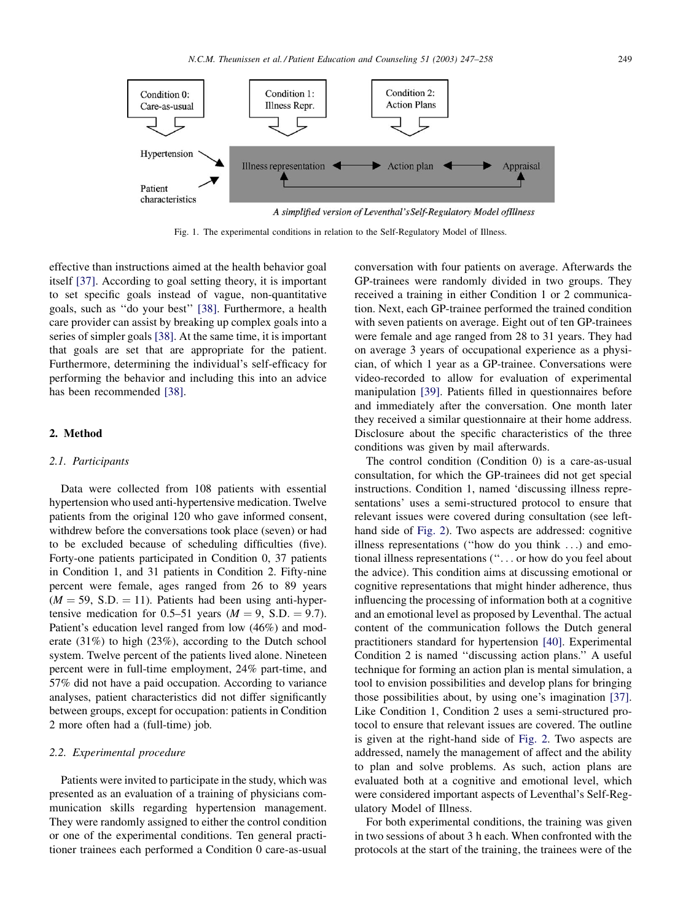Condition 0: Care-as-usual

Condition 1: Illness Repr.

Condition 2: Action Plans

Hypertension

Patient characteristics

Illness representation ⟷ Action plan ⟷ Appraisal

*A simplified version of Leventhal's Self-Regulatory Model of Illness*

Fig. 1. The experimental conditions in relation to the Self-Regulatory Model of Illness.

effective than instructions aimed at the health behavior goal itself [37]. According to goal setting theory, it is important to set specific goals instead of vague, non-quantitative goals, such as "do your best" [38]. Furthermore, a health care provider can assist by breaking up complex goals into a series of simpler goals [38]. At the same time, it is important that goals are set that are appropriate for the patient. Furthermore, determining the individual's self-efficacy for performing the behavior and including this into an advice has been recommended [38].

## 2. Method

### 2.1. Participants

Data were collected from 108 patients with essential hypertension who used anti-hypertensive medication. Twelve patients from the original 120 who gave informed consent, withdrew before the conversations took place (seven) or had to be excluded because of scheduling difficulties (five). Forty-one patients participated in Condition 0, 37 patients in Condition 1, and 31 patients in Condition 2. Fifty-nine percent were female, ages ranged from 26 to 89 years ($M = 59$, S.D. $= 11$). Patients had been using anti-hypertensive medication for 0.5–51 years ($M = 9$, S.D. $= 9.7$). Patient's education level ranged from low (46%) and moderate (31%) to high (23%), according to the Dutch school system. Twelve percent of the patients lived alone. Nineteen percent were in full-time employment, 24% part-time, and 57% did not have a paid occupation. According to variance analyses, patient characteristics did not differ significantly between groups, except for occupation: patients in Condition 2 more often had a (full-time) job.

### 2.2. Experimental procedure

Patients were invited to participate in the study, which was presented as an evaluation of a training of physicians communication skills regarding hypertension management. They were randomly assigned to either the control condition or one of the experimental conditions. Ten general practitioner trainees each performed a Condition 0 care-as-usual conversation with four patients on average. Afterwards the GP-trainees were randomly divided in two groups. They received a training in either Condition 1 or 2 communication. Next, each GP-trainee performed the trained condition with seven patients on average. Eight out of ten GP-trainees were female and age ranged from 28 to 31 years. They had on average 3 years of occupational experience as a physician, of which 1 year as a GP-trainee. Conversations were video-recorded to allow for evaluation of experimental manipulation [39]. Patients filled in questionnaires before and immediately after the conversation. One month later they received a similar questionnaire at their home address. Disclosure about the specific characteristics of the three conditions was given by mail afterwards.

The control condition (Condition 0) is a care-as-usual consultation, for which the GP-trainees did not get special instructions. Condition 1, named 'discussing illness representations' uses a semi-structured protocol to ensure that relevant issues were covered during consultation (see left-hand side of Fig. 2). Two aspects are addressed: cognitive illness representations ("how do you think ...) and emotional illness representations ("... or how do you feel about the advice). This condition aims at discussing emotional or cognitive representations that might hinder adherence, thus influencing the processing of information both at a cognitive and an emotional level as proposed by Leventhal. The actual content of the communication follows the Dutch general practitioners standard for hypertension [40]. Experimental Condition 2 is named "discussing action plans." A useful technique for forming an action plan is mental simulation, a tool to envision possibilities and develop plans for bringing those possibilities about, by using one's imagination [37]. Like Condition 1, Condition 2 uses a semi-structured protocol to ensure that relevant issues are covered. The outline is given at the right-hand side of Fig. 2. Two aspects are addressed, namely the management of affect and the ability to plan and solve problems. As such, action plans are evaluated both at a cognitive and emotional level, which were considered important aspects of Leventhal's Self-Regulatory Model of Illness.

For both experimental conditions, the training was given in two sessions of about 3 h each. When confronted with the protocols at the start of the training, the trainees were of the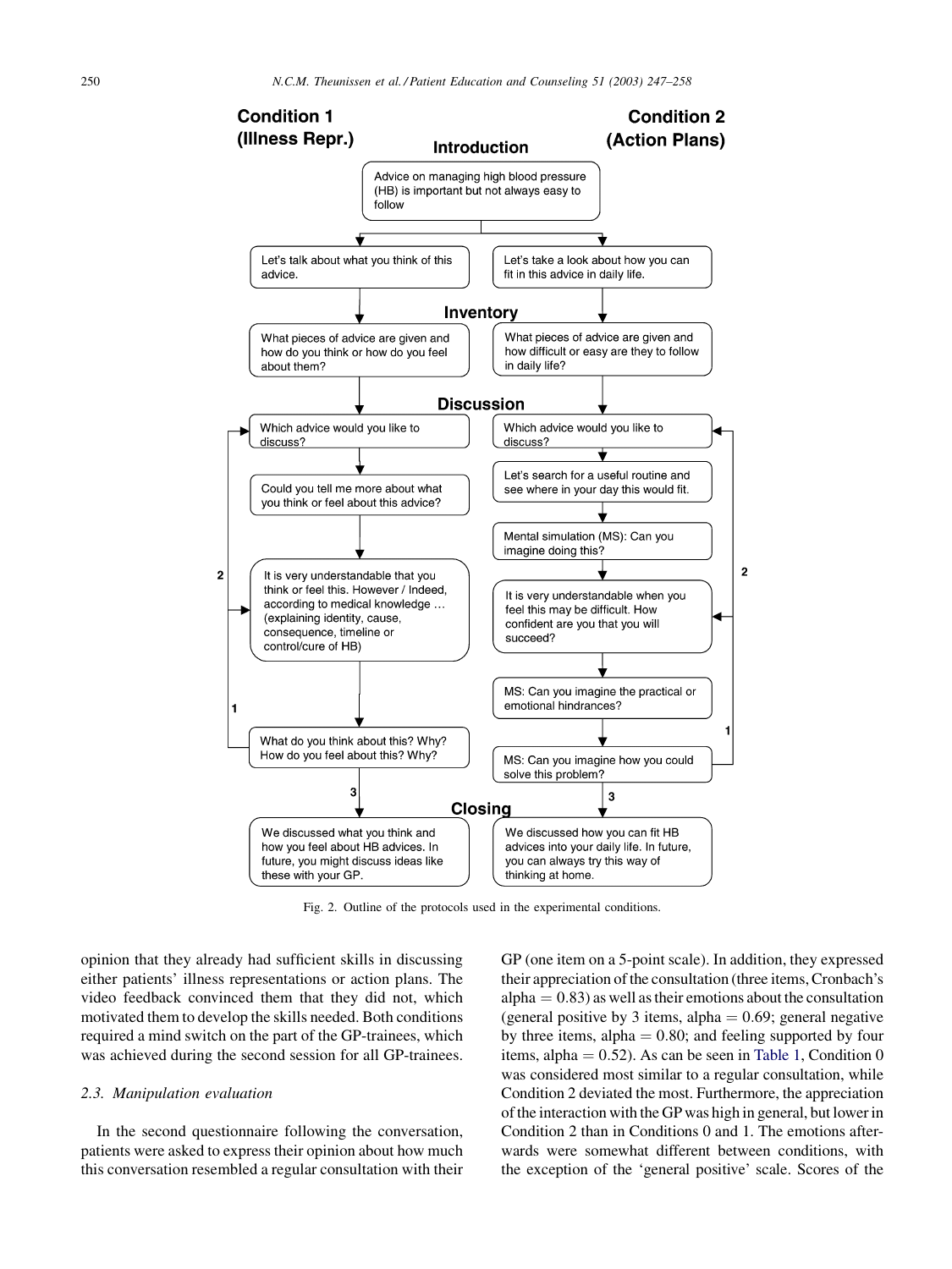## Condition 1 (Illness Repr.) / Condition 2 (Action Plans)

**Introduction**

Advice on managing high blood pressure (HB) is important but not always easy to follow

| Condition 1 (Illness Repr.) | Condition 2 (Action Plans) |
| --- | --- |
| Let's talk about what you think of this advice. | Let's take a look about how you can fit in this advice in daily life. |

**Inventory**

| Condition 1 (Illness Repr.) | Condition 2 (Action Plans) |
| --- | --- |
| What pieces of advice are given and how do you think or how do you feel about them? | What pieces of advice are given and how difficult or easy are they to follow in daily life? |

**Discussion**

| Condition 1 (Illness Repr.) | Condition 2 (Action Plans) |
| --- | --- |
| Which advice would you like to discuss? | Which advice would you like to discuss? |
| Could you tell me more about what you think or feel about this advice? | Let's search for a useful routine and see where in your day this would fit. |
| It is very understandable that you think or feel this. However / Indeed, according to medical knowledge … (explaining identity, cause, consequence, timeline or control/cure of HB) | Mental simulation (MS): Can you imagine doing this? |
| What do you think about this? Why? How do you feel about this? Why? | It is very understandable when you feel this may be difficult. How confident are you that you will succeed? |
| | MS: Can you imagine the practical or emotional hindrances? |
| | MS: Can you imagine how you could solve this problem? |

(Loops: 1 → back to "Which advice would you like to discuss?"; 2 → back to "It is very understandable…"; 3 → Closing)

**Closing**

| Condition 1 (Illness Repr.) | Condition 2 (Action Plans) |
| --- | --- |
| We discussed what you think and how you feel about HB advices. In future, you might discuss ideas like these with your GP. | We discussed how you can fit HB advices into your daily life. In future, you can always try this way of thinking at home. |

Fig. 2. Outline of the protocols used in the experimental conditions.

opinion that they already had sufficient skills in discussing either patients' illness representations or action plans. The video feedback convinced them that they did not, which motivated them to develop the skills needed. Both conditions required a mind switch on the part of the GP-trainees, which was achieved during the second session for all GP-trainees.

### 2.3. Manipulation evaluation

In the second questionnaire following the conversation, patients were asked to express their opinion about how much this conversation resembled a regular consultation with their GP (one item on a 5-point scale). In addition, they expressed their appreciation of the consultation (three items, Cronbach's alpha $= 0.83$) as well as their emotions about the consultation (general positive by 3 items, alpha $= 0.69$; general negative by three items, alpha $= 0.80$; and feeling supported by four items, alpha $= 0.52$). As can be seen in Table 1, Condition 0 was considered most similar to a regular consultation, while Condition 2 deviated the most. Furthermore, the appreciation of the interaction with the GP was high in general, but lower in Condition 2 than in Conditions 0 and 1. The emotions afterwards were somewhat different between conditions, with the exception of the 'general positive' scale. Scores of the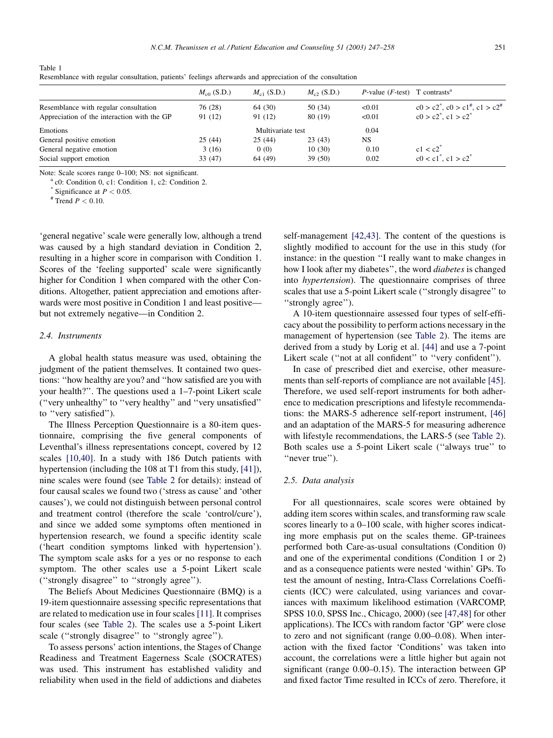Table 1
Resemblance with regular consultation, patients' feelings afterwards and appreciation of the consultation

| | $M_{c0}$ (S.D.) | $M_{c1}$ (S.D.) | $M_{c2}$ (S.D.) | P-value (F-test) | T contrasts[a] |
|---|---|---|---|---|---|
| Resemblance with regular consultation | 76 (28) | 64 (30) | 50 (34) | <0.01 | c0 > c2[*], c0 > c1[#], c1 > c2[#] |
| Appreciation of the interaction with the GP | 91 (12) | 91 (12) | 80 (19) | <0.01 | c0 > c2[*], c1 > c2[*] |
| Emotions | | Multivariate test | | 0.04 | |
| General positive emotion | 25 (44) | 25 (44) | 23 (43) | NS | |
| General negative emotion | 3 (16) | 0 (0) | 10 (30) | 0.10 | c1 < c2[*] |
| Social support emotion | 33 (47) | 64 (49) | 39 (50) | 0.02 | c0 < c1[*], c1 > c2[*] |

Note: Scale scores range 0–100; NS: not significant.

[a] c0: Condition 0, c1: Condition 1, c2: Condition 2.

[*] Significance at $P < 0.05$.

[#] Trend $P < 0.10$.

'general negative' scale were generally low, although a trend was caused by a high standard deviation in Condition 2, resulting in a higher score in comparison with Condition 1. Scores of the 'feeling supported' scale were significantly higher for Condition 1 when compared with the other Conditions. Altogether, patient appreciation and emotions afterwards were most positive in Condition 1 and least positive—but not extremely negative—in Condition 2.

### 2.4. Instruments

A global health status measure was used, obtaining the judgment of the patient themselves. It contained two questions: "how healthy are you? and "how satisfied are you with your health?". The questions used a 1–7-point Likert scale ("very unhealthy" to "very healthy" and "very unsatisfied" to "very satisfied").

The Illness Perception Questionnaire is a 80-item questionnaire, comprising the five general components of Leventhal's illness representations concept, covered by 12 scales [10,40]. In a study with 186 Dutch patients with hypertension (including the 108 at T1 from this study, [41]), nine scales were found (see Table 2 for details): instead of four causal scales we found two ('stress as cause' and 'other causes'), we could not distinguish between personal control and treatment control (therefore the scale 'control/cure'), and since we added some symptoms often mentioned in hypertension research, we found a specific identity scale ('heart condition symptoms linked with hypertension'). The symptom scale asks for a yes or no response to each symptom. The other scales use a 5-point Likert scale ("strongly disagree" to "strongly agree").

The Beliefs About Medicines Questionnaire (BMQ) is a 19-item questionnaire assessing specific representations that are related to medication use in four scales [11]. It comprises four scales (see Table 2). The scales use a 5-point Likert scale ("strongly disagree" to "strongly agree").

To assess persons' action intentions, the Stages of Change Readiness and Treatment Eagerness Scale (SOCRATES) was used. This instrument has established validity and reliability when used in the field of addictions and diabetes self-management [42,43]. The content of the questions is slightly modified to account for the use in this study (for instance: in the question "I really want to make changes in how I look after my diabetes", the word *diabetes* is changed into *hypertension*). The questionnaire comprises of three scales that use a 5-point Likert scale ("strongly disagree" to "strongly agree").

A 10-item questionnaire assessed four types of self-efficacy about the possibility to perform actions necessary in the management of hypertension (see Table 2). The items are derived from a study by Lorig et al. [44] and use a 7-point Likert scale ("not at all confident" to "very confident").

In case of prescribed diet and exercise, other measurements than self-reports of compliance are not available [45]. Therefore, we used self-report instruments for both adherence to medication prescriptions and lifestyle recommendations: the MARS-5 adherence self-report instrument, [46] and an adaptation of the MARS-5 for measuring adherence with lifestyle recommendations, the LARS-5 (see Table 2). Both scales use a 5-point Likert scale ("always true" to "never true").

### 2.5. Data analysis

For all questionnaires, scale scores were obtained by adding item scores within scales, and transforming raw scale scores linearly to a 0–100 scale, with higher scores indicating more emphasis put on the scales theme. GP-trainees performed both Care-as-usual consultations (Condition 0) and one of the experimental conditions (Condition 1 or 2) and as a consequence patients were nested 'within' GPs. To test the amount of nesting, Intra-Class Correlations Coefficients (ICC) were calculated, using variances and covariances with maximum likelihood estimation (VARCOMP, SPSS 10.0, SPSS Inc., Chicago, 2000) (see [47,48] for other applications). The ICCs with random factor 'GP' were close to zero and not significant (range 0.00–0.08). When interaction with the fixed factor 'Conditions' was taken into account, the correlations were a little higher but again not significant (range 0.00–0.15). The interaction between GP and fixed factor Time resulted in ICCs of zero. Therefore, it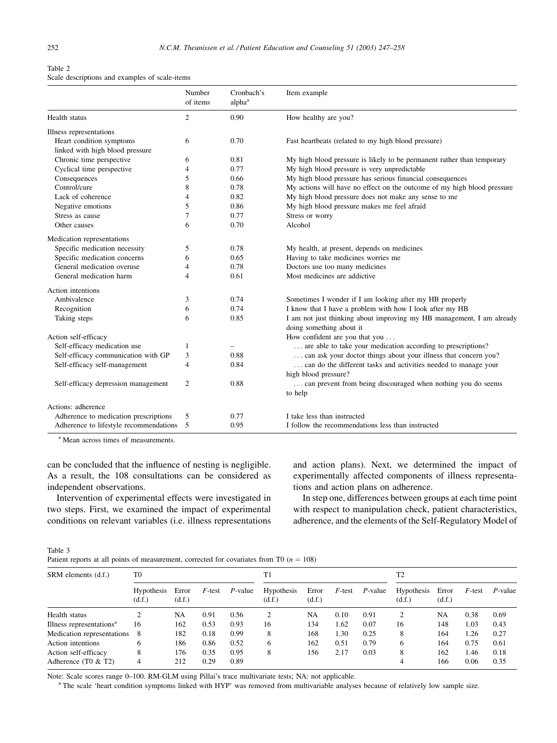Table 2
Scale descriptions and examples of scale-items

| | Number of items | Cronbach's alpha[a] | Item example |
|---|---|---|---|
| Health status | 2 | 0.90 | How healthy are you? |
| Illness representations | | | |
| Heart condition symptoms linked with high blood pressure | 6 | 0.70 | Fast heartbeats (related to my high blood pressure) |
| Chronic time perspective | 6 | 0.81 | My high blood pressure is likely to be permanent rather than temporary |
| Cyclical time perspective | 4 | 0.77 | My high blood pressure is very unpredictable |
| Consequences | 5 | 0.66 | My high blood pressure has serious financial consequences |
| Control/cure | 8 | 0.78 | My actions will have no effect on the outcome of my high blood pressure |
| Lack of coherence | 4 | 0.82 | My high blood pressure does not make any sense to me |
| Negative emotions | 5 | 0.86 | My high blood pressure makes me feel afraid |
| Stress as cause | 7 | 0.77 | Stress or worry |
| Other causes | 6 | 0.70 | Alcohol |
| Medication representations | | | |
| Specific medication necessity | 5 | 0.78 | My health, at present, depends on medicines |
| Specific medication concerns | 6 | 0.65 | Having to take medicines worries me |
| General medication overuse | 4 | 0.78 | Doctors use too many medicines |
| General medication harm | 4 | 0.61 | Most medicines are addictive |
| Action intentions | | | |
| Ambivalence | 3 | 0.74 | Sometimes I wonder if I am looking after my HB properly |
| Recognition | 6 | 0.74 | I know that I have a problem with how I look after my HB |
| Taking steps | 6 | 0.85 | I am not just thinking about improving my HB management, I am already doing something about it |
| Action self-efficacy | | | How confident are you that you ... |
| Self-efficacy medication use | 1 | – | ... are able to take your medication according to prescriptions? |
| Self-efficacy communication with GP | 3 | 0.88 | ... can ask your doctor things about your illness that concern you? |
| Self-efficacy self-management | 4 | 0.84 | ... can do the different tasks and activities needed to manage your high blood pressure? |
| Self-efficacy depression management | 2 | 0.88 | ... can prevent from being discouraged when nothing you do seems to help |
| Actions: adherence | | | |
| Adherence to medication prescriptions | 5 | 0.77 | I take less than instructed |
| Adherence to lifestyle recommendations | 5 | 0.95 | I follow the recommendations less than instructed |

[a] Mean across times of measurements.

can be concluded that the influence of nesting is negligible. As a result, the 108 consultations can be considered as independent observations.

Intervention of experimental effects were investigated in two steps. First, we examined the impact of experimental conditions on relevant variables (i.e. illness representations and action plans). Next, we determined the impact of experimentally affected components of illness representations and action plans on adherence.

In step one, differences between groups at each time point with respect to manipulation check, patient characteristics, adherence, and the elements of the Self-Regulatory Model of

Table 3
Patient reports at all points of measurement, corrected for covariates from T0 ($n = 108$)

| SRM elements (d.f.) | T0 | | | | T1 | | | | T2 | | | |
|---|---|---|---|---|---|---|---|---|---|---|---|---|
| | Hypothesis (d.f.) | Error (d.f.) | $F$-test | $P$-value | Hypothesis (d.f.) | Error (d.f.) | $F$-test | $P$-value | Hypothesis (d.f.) | Error (d.f.) | $F$-test | $P$-value |
| Health status | 2 | NA | 0.91 | 0.56 | 2 | NA | 0.10 | 0.91 | 2 | NA | 0.38 | 0.69 |
| Illness representations[a] | 16 | 162 | 0.53 | 0.93 | 16 | 134 | 1.62 | 0.07 | 16 | 148 | 1.03 | 0.43 |
| Medication representations | 8 | 182 | 0.18 | 0.99 | 8 | 168 | 1.30 | 0.25 | 8 | 164 | 1.26 | 0.27 |
| Action intentions | 6 | 186 | 0.86 | 0.52 | 6 | 162 | 0.51 | 0.79 | 6 | 164 | 0.75 | 0.61 |
| Action self-efficacy | 8 | 176 | 0.35 | 0.95 | 8 | 156 | 2.17 | 0.03 | 8 | 162 | 1.46 | 0.18 |
| Adherence (T0 & T2) | 4 | 212 | 0.29 | 0.89 | | | | | 4 | 166 | 0.06 | 0.35 |

Note: Scale scores range 0–100. RM-GLM using Pillai's trace multivariate tests; NA: not applicable.
[a] The scale 'heart condition symptoms linked with HYP' was removed from multivariable analyses because of relatively low sample size.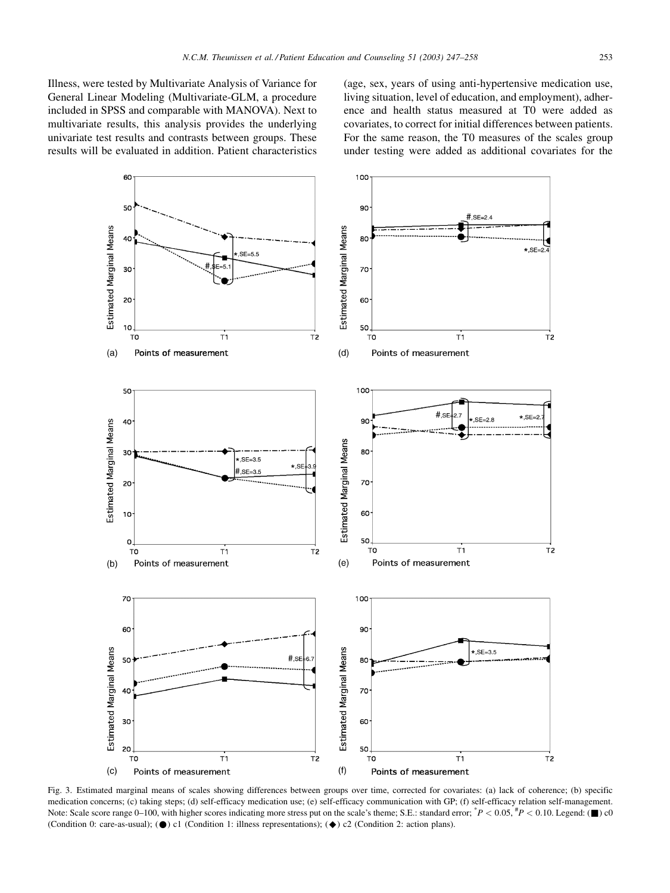Illness, were tested by Multivariate Analysis of Variance for General Linear Modeling (Multivariate-GLM, a procedure included in SPSS and comparable with MANOVA). Next to multivariate results, this analysis provides the underlying univariate test results and contrasts between groups. These results will be evaluated in addition. Patient characteristics (age, sex, years of using anti-hypertensive medication use, living situation, level of education, and employment), adherence and health status measured at T0 were added as covariates, to correct for initial differences between patients. For the same reason, the T0 measures of the scales group under testing were added as additional covariates for the

Fig. 3. Estimated marginal means of scales showing differences between groups over time, corrected for covariates: (a) lack of coherence; (b) specific medication concerns; (c) taking steps; (d) self-efficacy medication use; (e) self-efficacy communication with GP; (f) self-efficacy relation self-management. Note: Scale score range 0–100, with higher scores indicating more stress put on the scale's theme; S.E.: standard error; $^{*}P < 0.05$, $^{\#}P < 0.10$. Legend: (■) c0 (Condition 0: care-as-usual); (●) c1 (Condition 1: illness representations); (◆) c2 (Condition 2: action plans).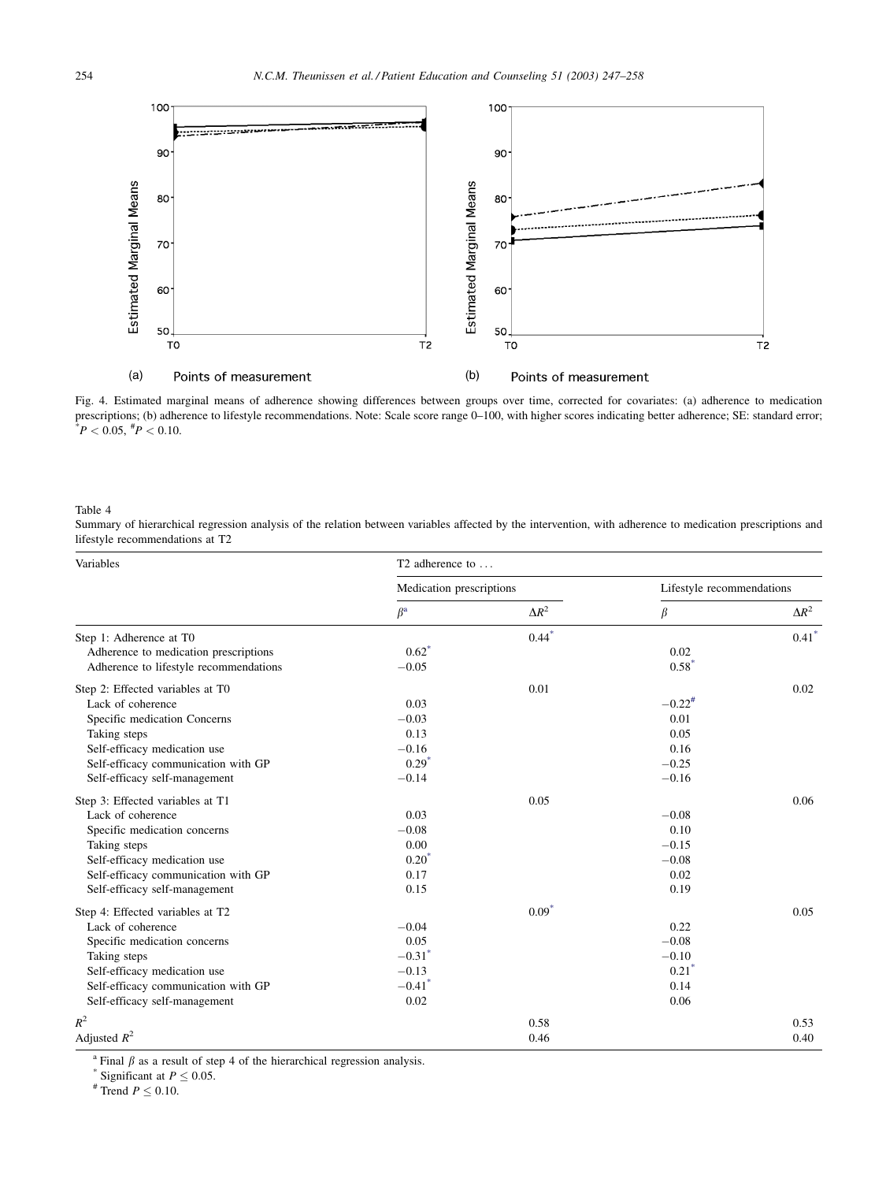Fig. 4. Estimated marginal means of adherence showing differences between groups over time, corrected for covariates: (a) adherence to medication prescriptions; (b) adherence to lifestyle recommendations. Note: Scale score range 0–100, with higher scores indicating better adherence; SE: standard error; * $P < 0.05$, # $P < 0.10$.

Table 4
Summary of hierarchical regression analysis of the relation between variables affected by the intervention, with adherence to medication prescriptions and lifestyle recommendations at T2

| Variables | T2 adherence to ... | | | |
|---|---|---|---|---|
| | Medication prescriptions | | Lifestyle recommendations | |
| | $\beta$[a] | $\Delta R^2$ | $\beta$ | $\Delta R^2$ |
| Step 1: Adherence at T0 | | 0.44* | | 0.41* |
| Adherence to medication prescriptions | 0.62* | | 0.02 | |
| Adherence to lifestyle recommendations | −0.05 | | 0.58* | |
| Step 2: Effected variables at T0 | | 0.01 | | 0.02 |
| Lack of coherence | 0.03 | | −0.22# | |
| Specific medication Concerns | −0.03 | | 0.01 | |
| Taking steps | 0.13 | | 0.05 | |
| Self-efficacy medication use | −0.16 | | 0.16 | |
| Self-efficacy communication with GP | 0.29* | | −0.25 | |
| Self-efficacy self-management | −0.14 | | −0.16 | |
| Step 3: Effected variables at T1 | | 0.05 | | 0.06 |
| Lack of coherence | 0.03 | | −0.08 | |
| Specific medication concerns | −0.08 | | 0.10 | |
| Taking steps | 0.00 | | −0.15 | |
| Self-efficacy medication use | 0.20* | | −0.08 | |
| Self-efficacy communication with GP | 0.17 | | 0.02 | |
| Self-efficacy self-management | 0.15 | | 0.19 | |
| Step 4: Effected variables at T2 | | 0.09* | | 0.05 |
| Lack of coherence | −0.04 | | 0.22 | |
| Specific medication concerns | 0.05 | | −0.08 | |
| Taking steps | −0.31* | | −0.10 | |
| Self-efficacy medication use | −0.13 | | 0.21* | |
| Self-efficacy communication with GP | −0.41* | | 0.14 | |
| Self-efficacy self-management | 0.02 | | 0.06 | |
| $R^2$ | | 0.58 | | 0.53 |
| Adjusted $R^2$ | | 0.46 | | 0.40 |

[a] Final $\beta$ as a result of step 4 of the hierarchical regression analysis.
* Significant at $P \leq 0.05$.
# Trend $P \leq 0.10$.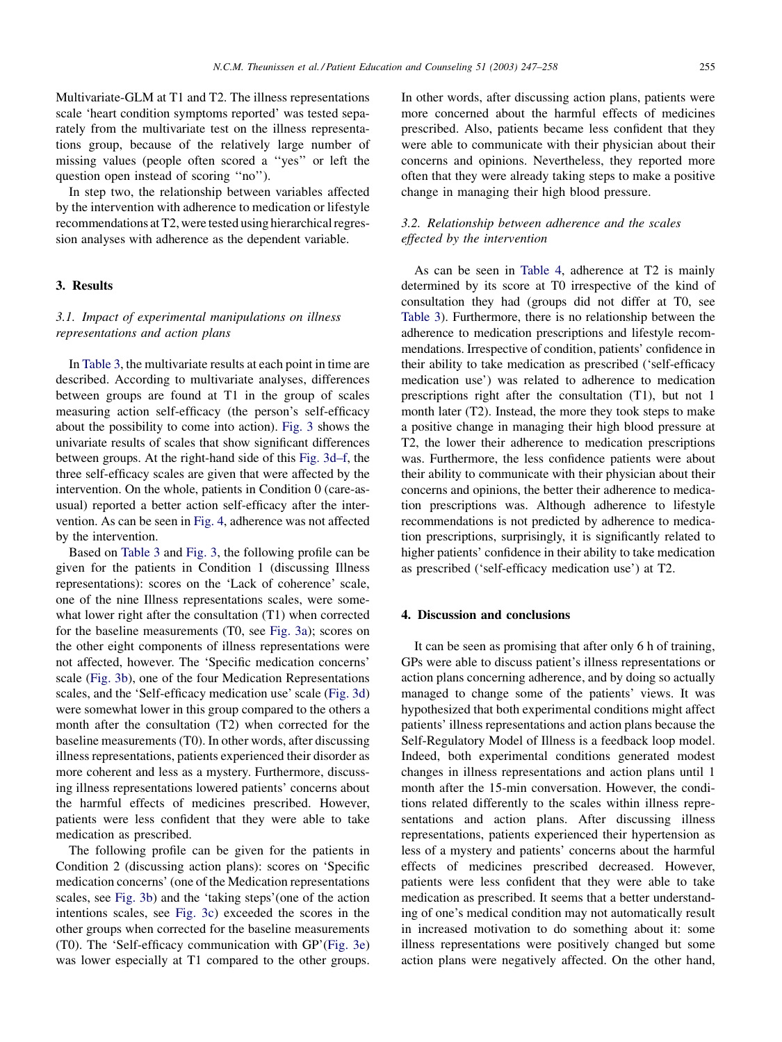Multivariate-GLM at T1 and T2. The illness representations scale 'heart condition symptoms reported' was tested separately from the multivariate test on the illness representations group, because of the relatively large number of missing values (people often scored a "yes" or left the question open instead of scoring "no").

In step two, the relationship between variables affected by the intervention with adherence to medication or lifestyle recommendations at T2, were tested using hierarchical regression analyses with adherence as the dependent variable.

## 3. Results

### 3.1. Impact of experimental manipulations on illness representations and action plans

In Table 3, the multivariate results at each point in time are described. According to multivariate analyses, differences between groups are found at T1 in the group of scales measuring action self-efficacy (the person's self-efficacy about the possibility to come into action). Fig. 3 shows the univariate results of scales that show significant differences between groups. At the right-hand side of this Fig. 3d–f, the three self-efficacy scales are given that were affected by the intervention. On the whole, patients in Condition 0 (care-as-usual) reported a better action self-efficacy after the intervention. As can be seen in Fig. 4, adherence was not affected by the intervention.

Based on Table 3 and Fig. 3, the following profile can be given for the patients in Condition 1 (discussing Illness representations): scores on the 'Lack of coherence' scale, one of the nine Illness representations scales, were somewhat lower right after the consultation (T1) when corrected for the baseline measurements (T0, see Fig. 3a); scores on the other eight components of illness representations were not affected, however. The 'Specific medication concerns' scale (Fig. 3b), one of the four Medication Representations scales, and the 'Self-efficacy medication use' scale (Fig. 3d) were somewhat lower in this group compared to the others a month after the consultation (T2) when corrected for the baseline measurements (T0). In other words, after discussing illness representations, patients experienced their disorder as more coherent and less as a mystery. Furthermore, discussing illness representations lowered patients' concerns about the harmful effects of medicines prescribed. However, patients were less confident that they were able to take medication as prescribed.

The following profile can be given for the patients in Condition 2 (discussing action plans): scores on 'Specific medication concerns' (one of the Medication representations scales, see Fig. 3b) and the 'taking steps'(one of the action intentions scales, see Fig. 3c) exceeded the scores in the other groups when corrected for the baseline measurements (T0). The 'Self-efficacy communication with GP'(Fig. 3e) was lower especially at T1 compared to the other groups. In other words, after discussing action plans, patients were more concerned about the harmful effects of medicines prescribed. Also, patients became less confident that they were able to communicate with their physician about their concerns and opinions. Nevertheless, they reported more often that they were already taking steps to make a positive change in managing their high blood pressure.

### 3.2. Relationship between adherence and the scales effected by the intervention

As can be seen in Table 4, adherence at T2 is mainly determined by its score at T0 irrespective of the kind of consultation they had (groups did not differ at T0, see Table 3). Furthermore, there is no relationship between the adherence to medication prescriptions and lifestyle recommendations. Irrespective of condition, patients' confidence in their ability to take medication as prescribed ('self-efficacy medication use') was related to adherence to medication prescriptions right after the consultation (T1), but not 1 month later (T2). Instead, the more they took steps to make a positive change in managing their high blood pressure at T2, the lower their adherence to medication prescriptions was. Furthermore, the less confidence patients were about their ability to communicate with their physician about their concerns and opinions, the better their adherence to medication prescriptions was. Although adherence to lifestyle recommendations is not predicted by adherence to medication prescriptions, surprisingly, it is significantly related to higher patients' confidence in their ability to take medication as prescribed ('self-efficacy medication use') at T2.

## 4. Discussion and conclusions

It can be seen as promising that after only 6 h of training, GPs were able to discuss patient's illness representations or action plans concerning adherence, and by doing so actually managed to change some of the patients' views. It was hypothesized that both experimental conditions might affect patients' illness representations and action plans because the Self-Regulatory Model of Illness is a feedback loop model. Indeed, both experimental conditions generated modest changes in illness representations and action plans until 1 month after the 15-min conversation. However, the conditions related differently to the scales within illness representations and action plans. After discussing illness representations, patients experienced their hypertension as less of a mystery and patients' concerns about the harmful effects of medicines prescribed decreased. However, patients were less confident that they were able to take medication as prescribed. It seems that a better understanding of one's medical condition may not automatically result in increased motivation to do something about it: some illness representations were positively changed but some action plans were negatively affected. On the other hand,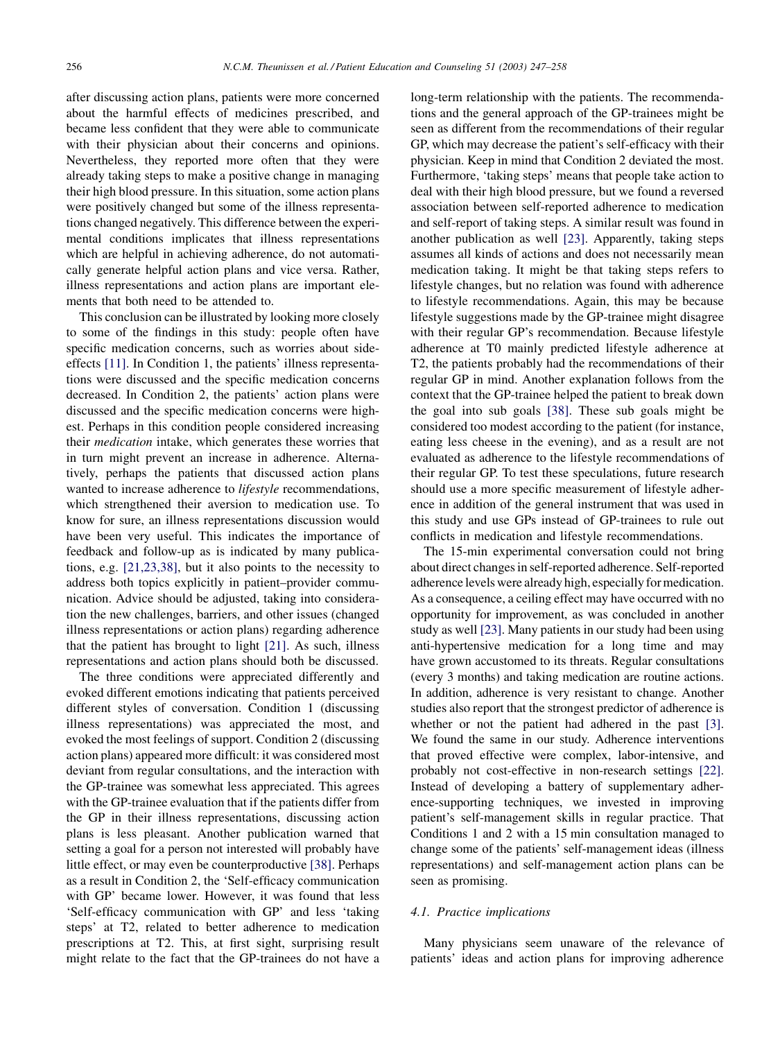after discussing action plans, patients were more concerned about the harmful effects of medicines prescribed, and became less confident that they were able to communicate with their physician about their concerns and opinions. Nevertheless, they reported more often that they were already taking steps to make a positive change in managing their high blood pressure. In this situation, some action plans were positively changed but some of the illness representations changed negatively. This difference between the experimental conditions implicates that illness representations which are helpful in achieving adherence, do not automatically generate helpful action plans and vice versa. Rather, illness representations and action plans are important elements that both need to be attended to.

This conclusion can be illustrated by looking more closely to some of the findings in this study: people often have specific medication concerns, such as worries about side-effects [11]. In Condition 1, the patients' illness representations were discussed and the specific medication concerns decreased. In Condition 2, the patients' action plans were discussed and the specific medication concerns were highest. Perhaps in this condition people considered increasing their *medication* intake, which generates these worries that in turn might prevent an increase in adherence. Alternatively, perhaps the patients that discussed action plans wanted to increase adherence to *lifestyle* recommendations, which strengthened their aversion to medication use. To know for sure, an illness representations discussion would have been very useful. This indicates the importance of feedback and follow-up as is indicated by many publications, e.g. [21,23,38], but it also points to the necessity to address both topics explicitly in patient–provider communication. Advice should be adjusted, taking into consideration the new challenges, barriers, and other issues (changed illness representations or action plans) regarding adherence that the patient has brought to light [21]. As such, illness representations and action plans should both be discussed.

The three conditions were appreciated differently and evoked different emotions indicating that patients perceived different styles of conversation. Condition 1 (discussing illness representations) was appreciated the most, and evoked the most feelings of support. Condition 2 (discussing action plans) appeared more difficult: it was considered most deviant from regular consultations, and the interaction with the GP-trainee was somewhat less appreciated. This agrees with the GP-trainee evaluation that if the patients differ from the GP in their illness representations, discussing action plans is less pleasant. Another publication warned that setting a goal for a person not interested will probably have little effect, or may even be counterproductive [38]. Perhaps as a result in Condition 2, the 'Self-efficacy communication with GP' became lower. However, it was found that less 'Self-efficacy communication with GP' and less 'taking steps' at T2, related to better adherence to medication prescriptions at T2. This, at first sight, surprising result might relate to the fact that the GP-trainees do not have a long-term relationship with the patients. The recommendations and the general approach of the GP-trainees might be seen as different from the recommendations of their regular GP, which may decrease the patient's self-efficacy with their physician. Keep in mind that Condition 2 deviated the most. Furthermore, 'taking steps' means that people take action to deal with their high blood pressure, but we found a reversed association between self-reported adherence to medication and self-report of taking steps. A similar result was found in another publication as well [23]. Apparently, taking steps assumes all kinds of actions and does not necessarily mean medication taking. It might be that taking steps refers to lifestyle changes, but no relation was found with adherence to lifestyle recommendations. Again, this may be because lifestyle suggestions made by the GP-trainee might disagree with their regular GP's recommendation. Because lifestyle adherence at T0 mainly predicted lifestyle adherence at T2, the patients probably had the recommendations of their regular GP in mind. Another explanation follows from the context that the GP-trainee helped the patient to break down the goal into sub goals [38]. These sub goals might be considered too modest according to the patient (for instance, eating less cheese in the evening), and as a result are not evaluated as adherence to the lifestyle recommendations of their regular GP. To test these speculations, future research should use a more specific measurement of lifestyle adherence in addition of the general instrument that was used in this study and use GPs instead of GP-trainees to rule out conflicts in medication and lifestyle recommendations.

The 15-min experimental conversation could not bring about direct changes in self-reported adherence. Self-reported adherence levels were already high, especially for medication. As a consequence, a ceiling effect may have occurred with no opportunity for improvement, as was concluded in another study as well [23]. Many patients in our study had been using anti-hypertensive medication for a long time and may have grown accustomed to its threats. Regular consultations (every 3 months) and taking medication are routine actions. In addition, adherence is very resistant to change. Another studies also report that the strongest predictor of adherence is whether or not the patient had adhered in the past [3]. We found the same in our study. Adherence interventions that proved effective were complex, labor-intensive, and probably not cost-effective in non-research settings [22]. Instead of developing a battery of supplementary adherence-supporting techniques, we invested in improving patient's self-management skills in regular practice. That Conditions 1 and 2 with a 15 min consultation managed to change some of the patients' self-management ideas (illness representations) and self-management action plans can be seen as promising.

### 4.1. Practice implications

Many physicians seem unaware of the relevance of patients' ideas and action plans for improving adherence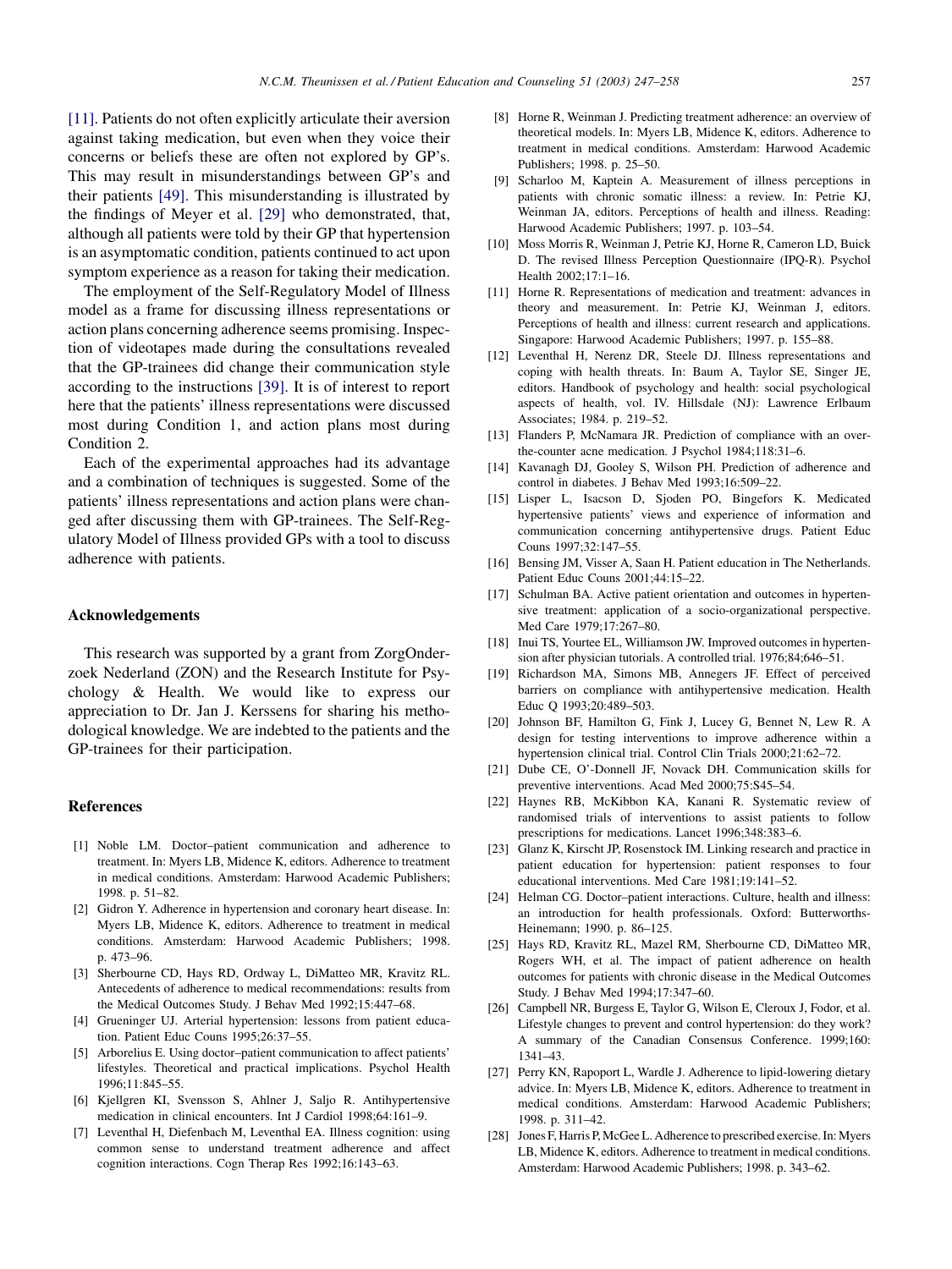[11]. Patients do not often explicitly articulate their aversion against taking medication, but even when they voice their concerns or beliefs these are often not explored by GP's. This may result in misunderstandings between GP's and their patients [49]. This misunderstanding is illustrated by the findings of Meyer et al. [29] who demonstrated, that, although all patients were told by their GP that hypertension is an asymptomatic condition, patients continued to act upon symptom experience as a reason for taking their medication.

The employment of the Self-Regulatory Model of Illness model as a frame for discussing illness representations or action plans concerning adherence seems promising. Inspection of videotapes made during the consultations revealed that the GP-trainees did change their communication style according to the instructions [39]. It is of interest to report here that the patients' illness representations were discussed most during Condition 1, and action plans most during Condition 2.

Each of the experimental approaches had its advantage and a combination of techniques is suggested. Some of the patients' illness representations and action plans were changed after discussing them with GP-trainees. The Self-Regulatory Model of Illness provided GPs with a tool to discuss adherence with patients.

## Acknowledgements

This research was supported by a grant from ZorgOnderzoek Nederland (ZON) and the Research Institute for Psychology & Health. We would like to express our appreciation to Dr. Jan J. Kerssens for sharing his methodological knowledge. We are indebted to the patients and the GP-trainees for their participation.

## References

[1] Noble LM. Doctor–patient communication and adherence to treatment. In: Myers LB, Midence K, editors. Adherence to treatment in medical conditions. Amsterdam: Harwood Academic Publishers; 1998. p. 51–82.

[2] Gidron Y. Adherence in hypertension and coronary heart disease. In: Myers LB, Midence K, editors. Adherence to treatment in medical conditions. Amsterdam: Harwood Academic Publishers; 1998. p. 473–96.

[3] Sherbourne CD, Hays RD, Ordway L, DiMatteo MR, Kravitz RL. Antecedents of adherence to medical recommendations: results from the Medical Outcomes Study. J Behav Med 1992;15:447–68.

[4] Grueninger UJ. Arterial hypertension: lessons from patient education. Patient Educ Couns 1995;26:37–55.

[5] Arborelius E. Using doctor–patient communication to affect patients' lifestyles. Theoretical and practical implications. Psychol Health 1996;11:845–55.

[6] Kjellgren KI, Svensson S, Ahlner J, Saljo R. Antihypertensive medication in clinical encounters. Int J Cardiol 1998;64:161–9.

[7] Leventhal H, Diefenbach M, Leventhal EA. Illness cognition: using common sense to understand treatment adherence and affect cognition interactions. Cogn Therap Res 1992;16:143–63.

[8] Horne R, Weinman J. Predicting treatment adherence: an overview of theoretical models. In: Myers LB, Midence K, editors. Adherence to treatment in medical conditions. Amsterdam: Harwood Academic Publishers; 1998. p. 25–50.

[9] Scharloo M, Kaptein A. Measurement of illness perceptions in patients with chronic somatic illness: a review. In: Petrie KJ, Weinman JA, editors. Perceptions of health and illness. Reading: Harwood Academic Publishers; 1997. p. 103–54.

[10] Moss Morris R, Weinman J, Petrie KJ, Horne R, Cameron LD, Buick D. The revised Illness Perception Questionnaire (IPQ-R). Psychol Health 2002;17:1–16.

[11] Horne R. Representations of medication and treatment: advances in theory and measurement. In: Petrie KJ, Weinman J, editors. Perceptions of health and illness: current research and applications. Singapore: Harwood Academic Publishers; 1997. p. 155–88.

[12] Leventhal H, Nerenz DR, Steele DJ. Illness representations and coping with health threats. In: Baum A, Taylor SE, Singer JE, editors. Handbook of psychology and health: social psychological aspects of health, vol. IV. Hillsdale (NJ): Lawrence Erlbaum Associates; 1984. p. 219–52.

[13] Flanders P, McNamara JR. Prediction of compliance with an over-the-counter acne medication. J Psychol 1984;118:31–6.

[14] Kavanagh DJ, Gooley S, Wilson PH. Prediction of adherence and control in diabetes. J Behav Med 1993;16:509–22.

[15] Lisper L, Isacson D, Sjoden PO, Bingefors K. Medicated hypertensive patients' views and experience of information and communication concerning antihypertensive drugs. Patient Educ Couns 1997;32:147–55.

[16] Bensing JM, Visser A, Saan H. Patient education in The Netherlands. Patient Educ Couns 2001;44:15–22.

[17] Schulman BA. Active patient orientation and outcomes in hypertensive treatment: application of a socio-organizational perspective. Med Care 1979;17:267–80.

[18] Inui TS, Yourtee EL, Williamson JW. Improved outcomes in hypertension after physician tutorials. A controlled trial. 1976;84;646–51.

[19] Richardson MA, Simons MB, Annegers JF. Effect of perceived barriers on compliance with antihypertensive medication. Health Educ Q 1993;20:489–503.

[20] Johnson BF, Hamilton G, Fink J, Lucey G, Bennet N, Lew R. A design for testing interventions to improve adherence within a hypertension clinical trial. Control Clin Trials 2000;21:62–72.

[21] Dube CE, O'-Donnell JF, Novack DH. Communication skills for preventive interventions. Acad Med 2000;75:S45–54.

[22] Haynes RB, McKibbon KA, Kanani R. Systematic review of randomised trials of interventions to assist patients to follow prescriptions for medications. Lancet 1996;348:383–6.

[23] Glanz K, Kirscht JP, Rosenstock IM. Linking research and practice in patient education for hypertension: patient responses to four educational interventions. Med Care 1981;19:141–52.

[24] Helman CG. Doctor–patient interactions. Culture, health and illness: an introduction for health professionals. Oxford: Butterworths-Heinemann; 1990. p. 86–125.

[25] Hays RD, Kravitz RL, Mazel RM, Sherbourne CD, DiMatteo MR, Rogers WH, et al. The impact of patient adherence on health outcomes for patients with chronic disease in the Medical Outcomes Study. J Behav Med 1994;17:347–60.

[26] Campbell NR, Burgess E, Taylor G, Wilson E, Cleroux J, Fodor, et al. Lifestyle changes to prevent and control hypertension: do they work? A summary of the Canadian Consensus Conference. 1999;160: 1341–43.

[27] Perry KN, Rapoport L, Wardle J. Adherence to lipid-lowering dietary advice. In: Myers LB, Midence K, editors. Adherence to treatment in medical conditions. Amsterdam: Harwood Academic Publishers; 1998. p. 311–42.

[28] Jones F, Harris P, McGee L. Adherence to prescribed exercise. In: Myers LB, Midence K, editors. Adherence to treatment in medical conditions. Amsterdam: Harwood Academic Publishers; 1998. p. 343–62.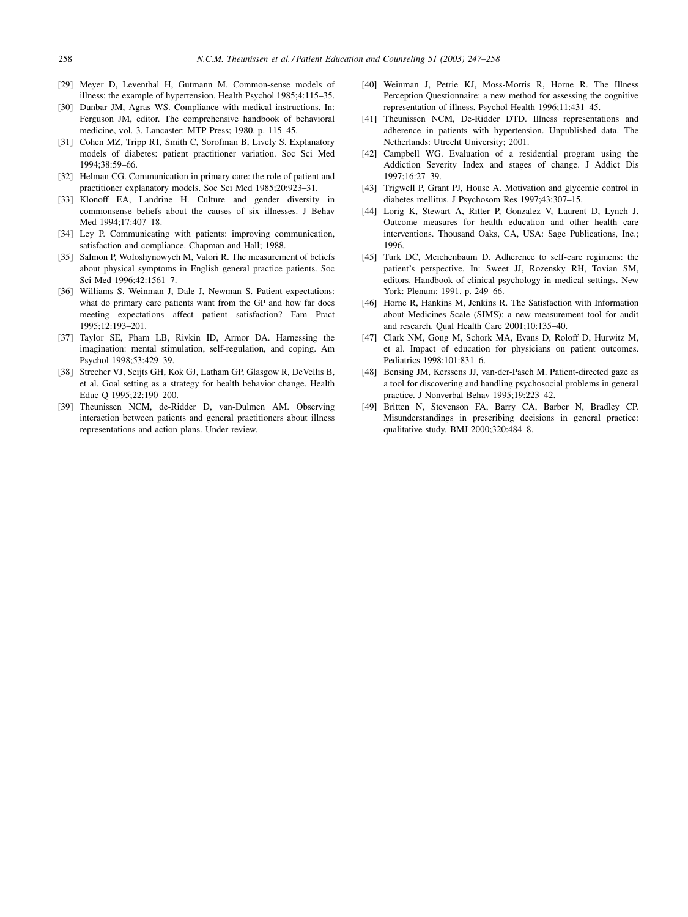[29] Meyer D, Leventhal H, Gutmann M. Common-sense models of illness: the example of hypertension. Health Psychol 1985;4:115–35.

[30] Dunbar JM, Agras WS. Compliance with medical instructions. In: Ferguson JM, editor. The comprehensive handbook of behavioral medicine, vol. 3. Lancaster: MTP Press; 1980. p. 115–45.

[31] Cohen MZ, Tripp RT, Smith C, Sorofman B, Lively S. Explanatory models of diabetes: patient practitioner variation. Soc Sci Med 1994;38:59–66.

[32] Helman CG. Communication in primary care: the role of patient and practitioner explanatory models. Soc Sci Med 1985;20:923–31.

[33] Klonoff EA, Landrine H. Culture and gender diversity in commonsense beliefs about the causes of six illnesses. J Behav Med 1994;17:407–18.

[34] Ley P. Communicating with patients: improving communication, satisfaction and compliance. Chapman and Hall; 1988.

[35] Salmon P, Woloshynowych M, Valori R. The measurement of beliefs about physical symptoms in English general practice patients. Soc Sci Med 1996;42:1561–7.

[36] Williams S, Weinman J, Dale J, Newman S. Patient expectations: what do primary care patients want from the GP and how far does meeting expectations affect patient satisfaction? Fam Pract 1995;12:193–201.

[37] Taylor SE, Pham LB, Rivkin ID, Armor DA. Harnessing the imagination: mental stimulation, self-regulation, and coping. Am Psychol 1998;53:429–39.

[38] Strecher VJ, Seijts GH, Kok GJ, Latham GP, Glasgow R, DeVellis B, et al. Goal setting as a strategy for health behavior change. Health Educ Q 1995;22:190–200.

[39] Theunissen NCM, de-Ridder D, van-Dulmen AM. Observing interaction between patients and general practitioners about illness representations and action plans. Under review.

[40] Weinman J, Petrie KJ, Moss-Morris R, Horne R. The Illness Perception Questionnaire: a new method for assessing the cognitive representation of illness. Psychol Health 1996;11:431–45.

[41] Theunissen NCM, De-Ridder DTD. Illness representations and adherence in patients with hypertension. Unpublished data. The Netherlands: Utrecht University; 2001.

[42] Campbell WG. Evaluation of a residential program using the Addiction Severity Index and stages of change. J Addict Dis 1997;16:27–39.

[43] Trigwell P, Grant PJ, House A. Motivation and glycemic control in diabetes mellitus. J Psychosom Res 1997;43:307–15.

[44] Lorig K, Stewart A, Ritter P, Gonzalez V, Laurent D, Lynch J. Outcome measures for health education and other health care interventions. Thousand Oaks, CA, USA: Sage Publications, Inc.; 1996.

[45] Turk DC, Meichenbaum D. Adherence to self-care regimens: the patient's perspective. In: Sweet JJ, Rozensky RH, Tovian SM, editors. Handbook of clinical psychology in medical settings. New York: Plenum; 1991. p. 249–66.

[46] Horne R, Hankins M, Jenkins R. The Satisfaction with Information about Medicines Scale (SIMS): a new measurement tool for audit and research. Qual Health Care 2001;10:135–40.

[47] Clark NM, Gong M, Schork MA, Evans D, Roloff D, Hurwitz M, et al. Impact of education for physicians on patient outcomes. Pediatrics 1998;101:831–6.

[48] Bensing JM, Kerssens JJ, van-der-Pasch M. Patient-directed gaze as a tool for discovering and handling psychosocial problems in general practice. J Nonverbal Behav 1995;19:223–42.

[49] Britten N, Stevenson FA, Barry CA, Barber N, Bradley CP. Misunderstandings in prescribing decisions in general practice: qualitative study. BMJ 2000;320:484–8.